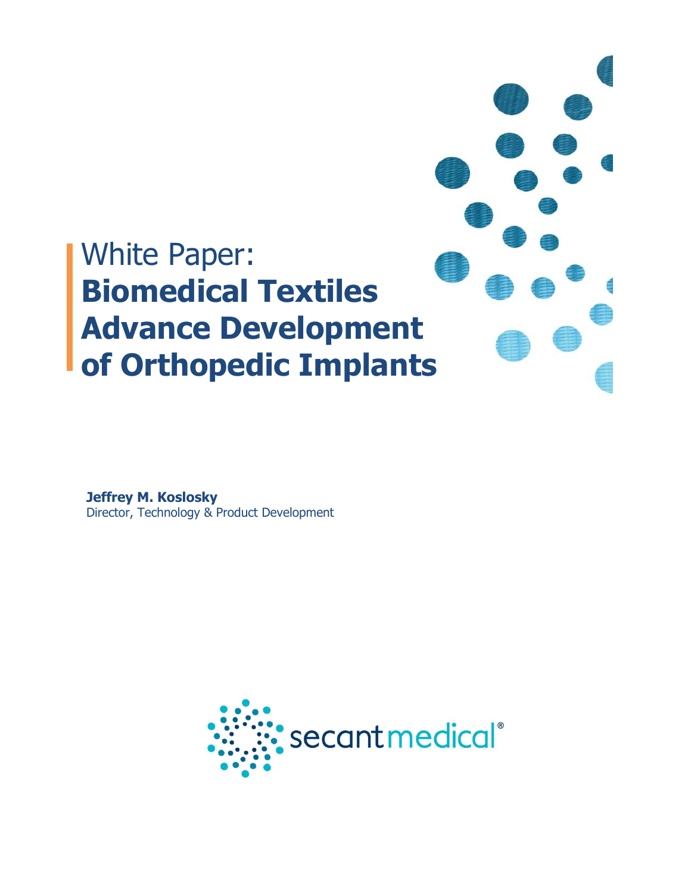# White Paper: **Biomedical Textiles Advance Development of Orthopedic Implants**

**Jeffrey M. Koslosky**
Director, Technology & Product Development

secant medical®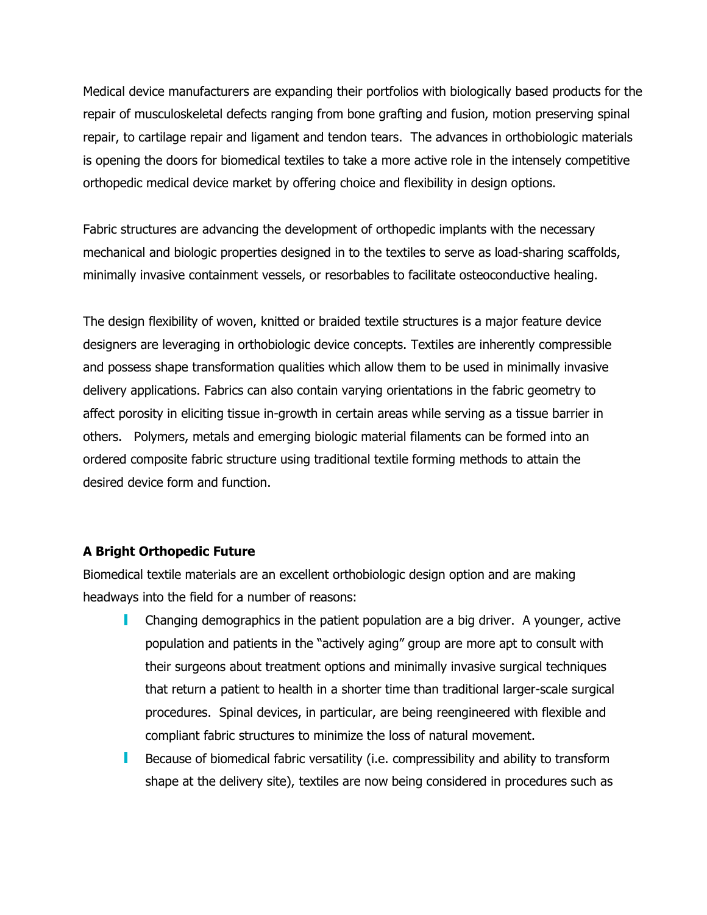Medical device manufacturers are expanding their portfolios with biologically based products for the repair of musculoskeletal defects ranging from bone grafting and fusion, motion preserving spinal repair, to cartilage repair and ligament and tendon tears. The advances in orthobiologic materials is opening the doors for biomedical textiles to take a more active role in the intensely competitive orthopedic medical device market by offering choice and flexibility in design options.

Fabric structures are advancing the development of orthopedic implants with the necessary mechanical and biologic properties designed in to the textiles to serve as load-sharing scaffolds, minimally invasive containment vessels, or resorbables to facilitate osteoconductive healing.

The design flexibility of woven, knitted or braided textile structures is a major feature device designers are leveraging in orthobiologic device concepts. Textiles are inherently compressible and possess shape transformation qualities which allow them to be used in minimally invasive delivery applications. Fabrics can also contain varying orientations in the fabric geometry to affect porosity in eliciting tissue in-growth in certain areas while serving as a tissue barrier in others. Polymers, metals and emerging biologic material filaments can be formed into an ordered composite fabric structure using traditional textile forming methods to attain the desired device form and function.

**A Bright Orthopedic Future**

Biomedical textile materials are an excellent orthobiologic design option and are making headways into the field for a number of reasons:

- Changing demographics in the patient population are a big driver. A younger, active population and patients in the "actively aging" group are more apt to consult with their surgeons about treatment options and minimally invasive surgical techniques that return a patient to health in a shorter time than traditional larger-scale surgical procedures. Spinal devices, in particular, are being reengineered with flexible and compliant fabric structures to minimize the loss of natural movement.
- Because of biomedical fabric versatility (i.e. compressibility and ability to transform shape at the delivery site), textiles are now being considered in procedures such as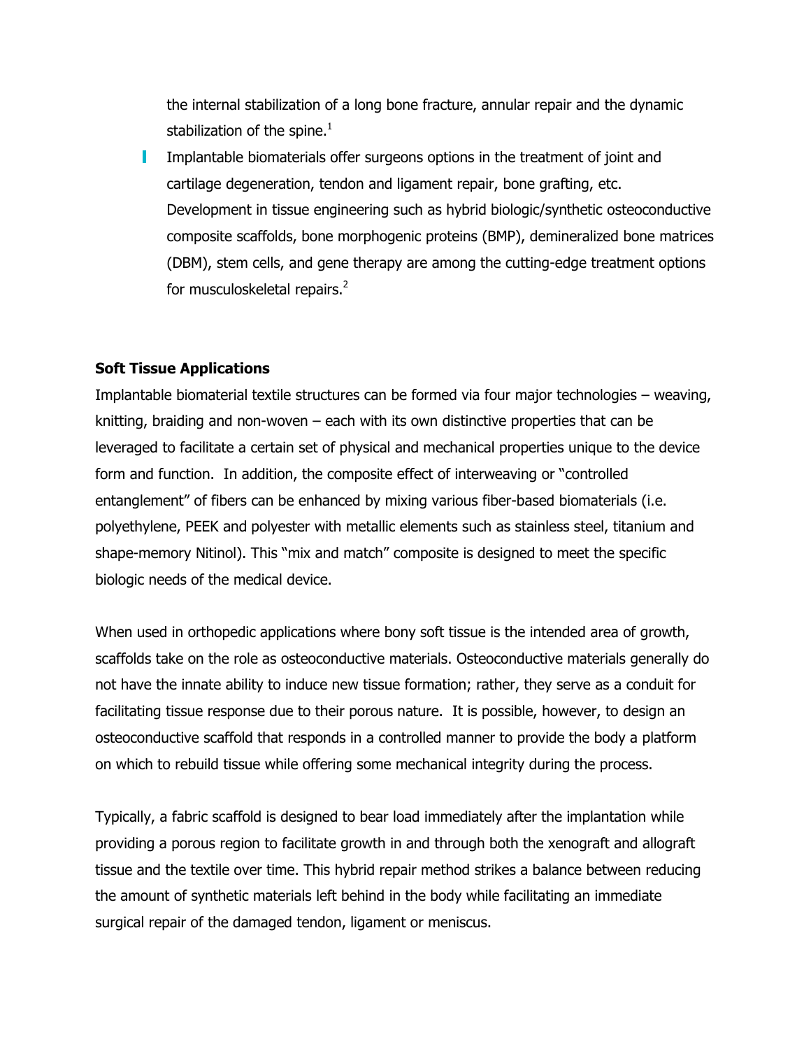the internal stabilization of a long bone fracture, annular repair and the dynamic stabilization of the spine.[1]

- Implantable biomaterials offer surgeons options in the treatment of joint and cartilage degeneration, tendon and ligament repair, bone grafting, etc. Development in tissue engineering such as hybrid biologic/synthetic osteoconductive composite scaffolds, bone morphogenic proteins (BMP), demineralized bone matrices (DBM), stem cells, and gene therapy are among the cutting-edge treatment options for musculoskeletal repairs.[2]

**Soft Tissue Applications**

Implantable biomaterial textile structures can be formed via four major technologies – weaving, knitting, braiding and non-woven – each with its own distinctive properties that can be leveraged to facilitate a certain set of physical and mechanical properties unique to the device form and function. In addition, the composite effect of interweaving or "controlled entanglement" of fibers can be enhanced by mixing various fiber-based biomaterials (i.e. polyethylene, PEEK and polyester with metallic elements such as stainless steel, titanium and shape-memory Nitinol). This "mix and match" composite is designed to meet the specific biologic needs of the medical device.

When used in orthopedic applications where bony soft tissue is the intended area of growth, scaffolds take on the role as osteoconductive materials. Osteoconductive materials generally do not have the innate ability to induce new tissue formation; rather, they serve as a conduit for facilitating tissue response due to their porous nature. It is possible, however, to design an osteoconductive scaffold that responds in a controlled manner to provide the body a platform on which to rebuild tissue while offering some mechanical integrity during the process.

Typically, a fabric scaffold is designed to bear load immediately after the implantation while providing a porous region to facilitate growth in and through both the xenograft and allograft tissue and the textile over time. This hybrid repair method strikes a balance between reducing the amount of synthetic materials left behind in the body while facilitating an immediate surgical repair of the damaged tendon, ligament or meniscus.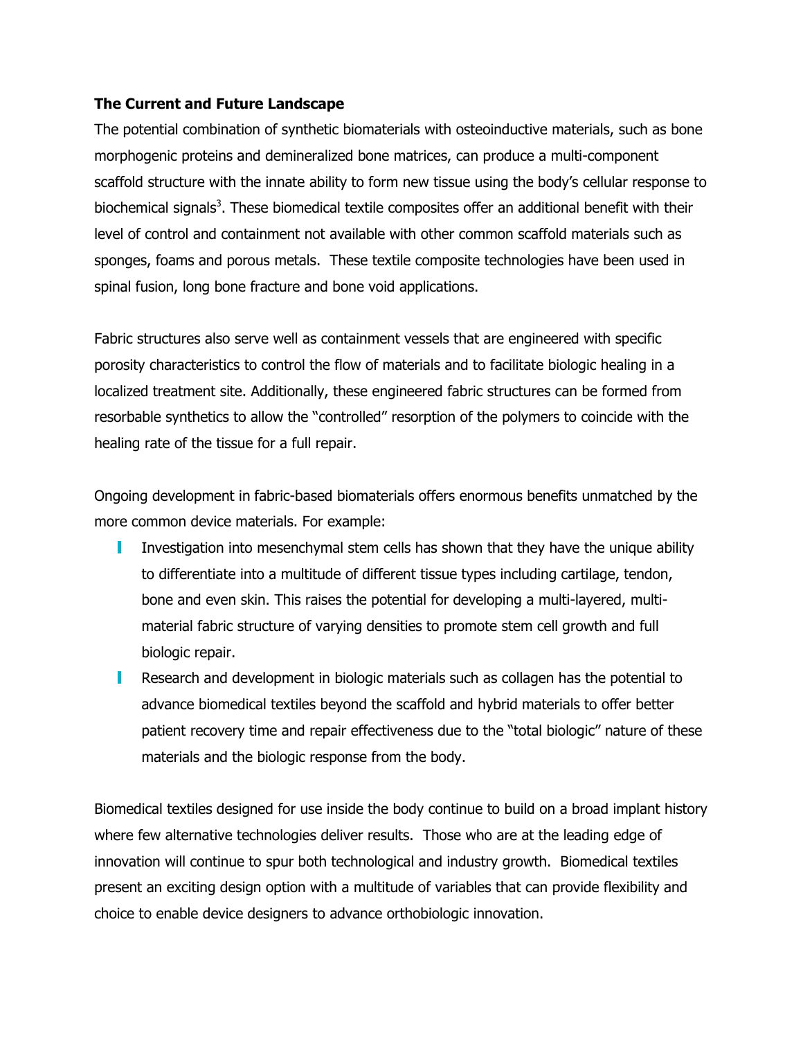**The Current and Future Landscape**

The potential combination of synthetic biomaterials with osteoinductive materials, such as bone morphogenic proteins and demineralized bone matrices, can produce a multi-component scaffold structure with the innate ability to form new tissue using the body's cellular response to biochemical signals[3]. These biomedical textile composites offer an additional benefit with their level of control and containment not available with other common scaffold materials such as sponges, foams and porous metals. These textile composite technologies have been used in spinal fusion, long bone fracture and bone void applications.

Fabric structures also serve well as containment vessels that are engineered with specific porosity characteristics to control the flow of materials and to facilitate biologic healing in a localized treatment site. Additionally, these engineered fabric structures can be formed from resorbable synthetics to allow the "controlled" resorption of the polymers to coincide with the healing rate of the tissue for a full repair.

Ongoing development in fabric-based biomaterials offers enormous benefits unmatched by the more common device materials. For example:

- Investigation into mesenchymal stem cells has shown that they have the unique ability to differentiate into a multitude of different tissue types including cartilage, tendon, bone and even skin. This raises the potential for developing a multi-layered, multi-material fabric structure of varying densities to promote stem cell growth and full biologic repair.
- Research and development in biologic materials such as collagen has the potential to advance biomedical textiles beyond the scaffold and hybrid materials to offer better patient recovery time and repair effectiveness due to the "total biologic" nature of these materials and the biologic response from the body.

Biomedical textiles designed for use inside the body continue to build on a broad implant history where few alternative technologies deliver results. Those who are at the leading edge of innovation will continue to spur both technological and industry growth. Biomedical textiles present an exciting design option with a multitude of variables that can provide flexibility and choice to enable device designers to advance orthobiologic innovation.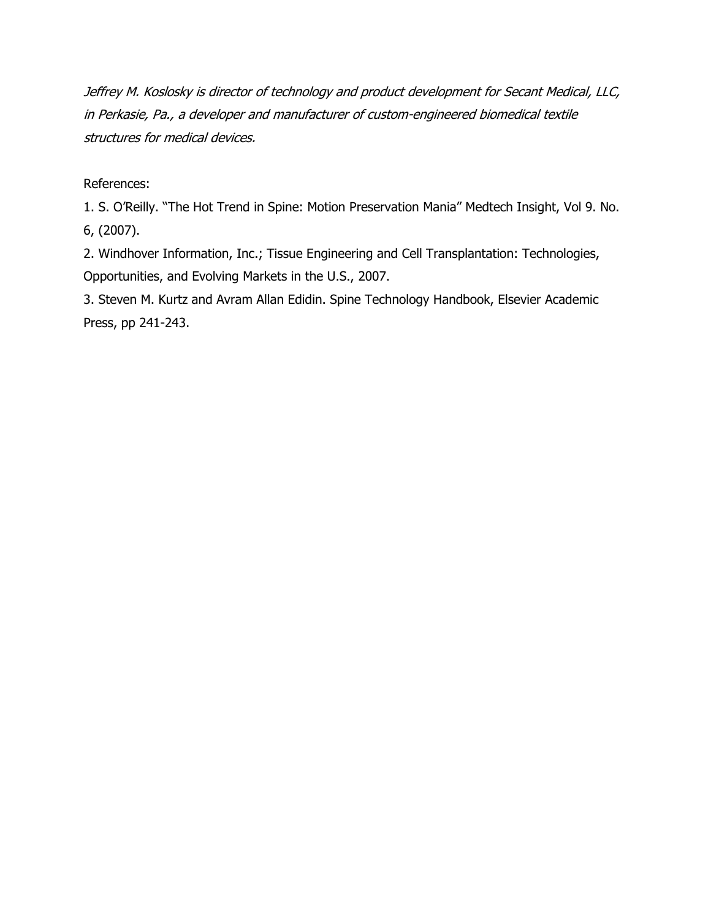*Jeffrey M. Koslosky is director of technology and product development for Secant Medical, LLC, in Perkasie, Pa., a developer and manufacturer of custom-engineered biomedical textile structures for medical devices.*

References:

1. S. O'Reilly. "The Hot Trend in Spine: Motion Preservation Mania" Medtech Insight, Vol 9. No. 6, (2007).
2. Windhover Information, Inc.; Tissue Engineering and Cell Transplantation: Technologies, Opportunities, and Evolving Markets in the U.S., 2007.
3. Steven M. Kurtz and Avram Allan Edidin. Spine Technology Handbook, Elsevier Academic Press, pp 241-243.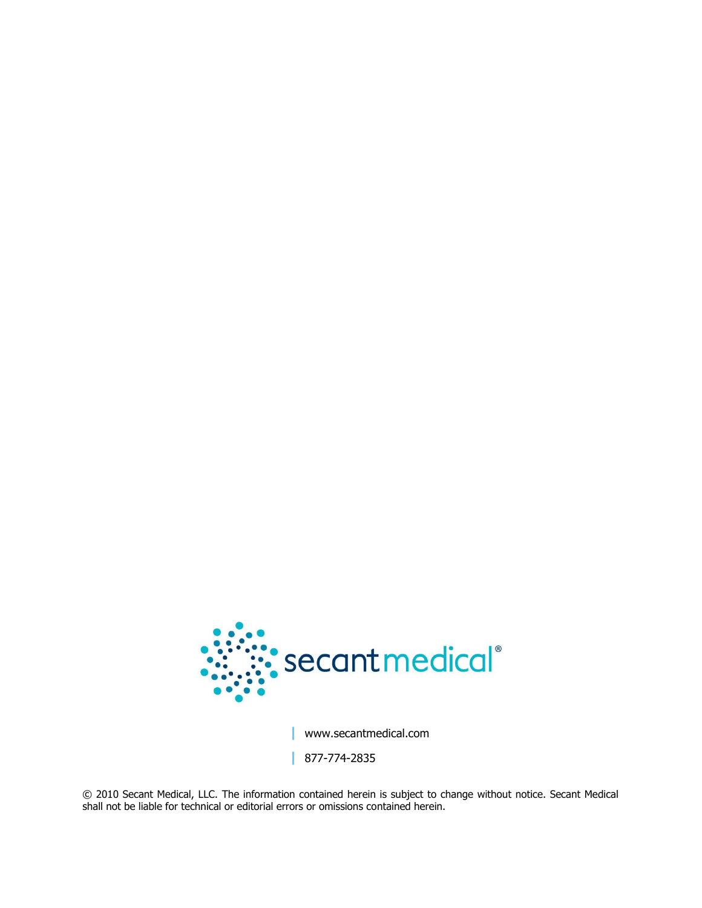secantmedical®

www.secantmedical.com

877-774-2835

© 2010 Secant Medical, LLC. The information contained herein is subject to change without notice. Secant Medical shall not be liable for technical or editorial errors or omissions contained herein.